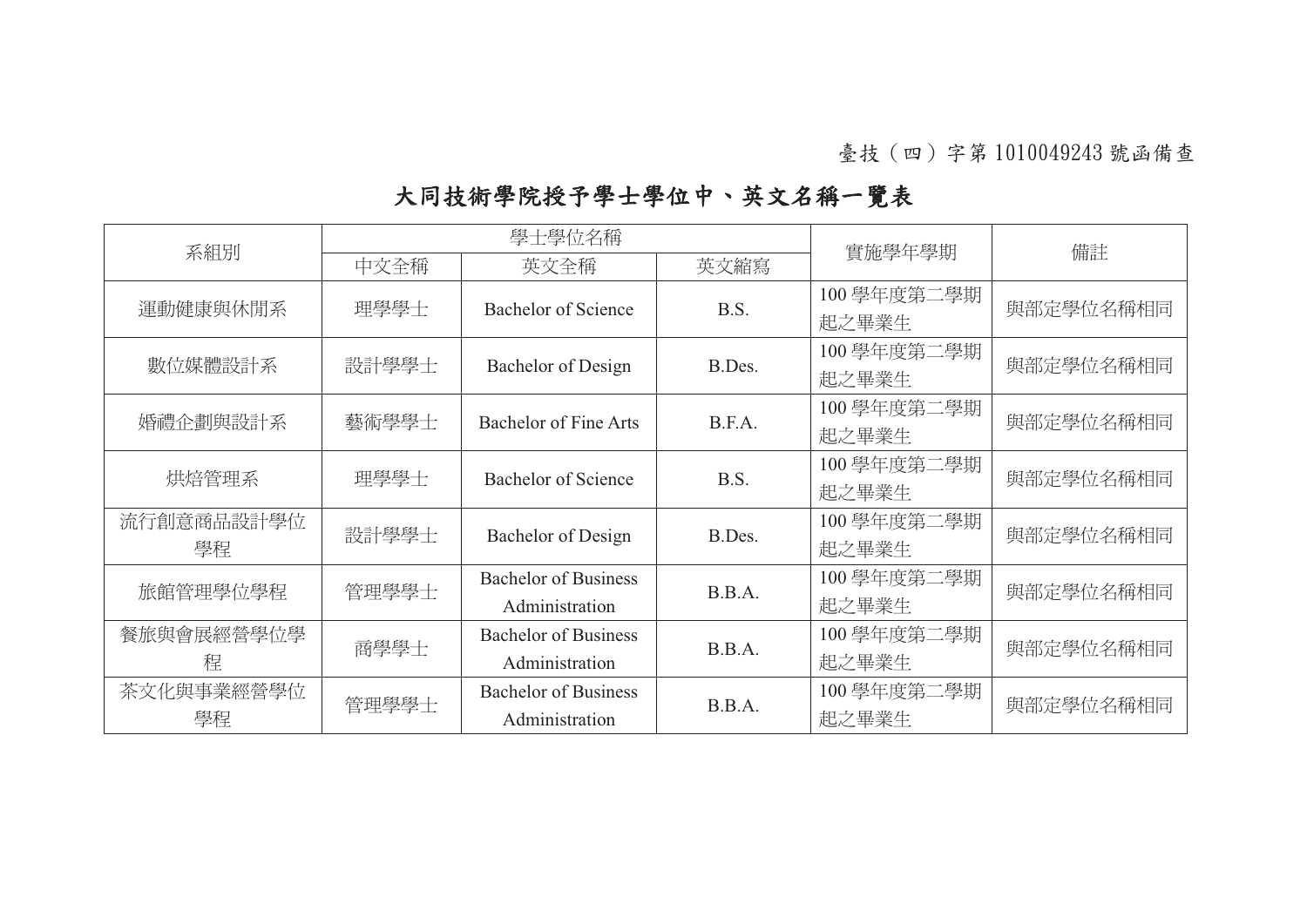臺技（四）字第 1010049243 號函備查

# 大同技術學院授予學士學位中、英文名稱一覽表

| 系組別 | 學士學位名稱 | | | 實施學年學期 | 備註 |
|---|---|---|---|---|---|
| | 中文全稱 | 英文全稱 | 英文縮寫 | | |
| 運動健康與休閒系 | 理學學士 | Bachelor of Science | B.S. | 100 學年度第二學期起之畢業生 | 與部定學位名稱相同 |
| 數位媒體設計系 | 設計學學士 | Bachelor of Design | B.Des. | 100 學年度第二學期起之畢業生 | 與部定學位名稱相同 |
| 婚禮企劃與設計系 | 藝術學學士 | Bachelor of Fine Arts | B.F.A. | 100 學年度第二學期起之畢業生 | 與部定學位名稱相同 |
| 烘焙管理系 | 理學學士 | Bachelor of Science | B.S. | 100 學年度第二學期起之畢業生 | 與部定學位名稱相同 |
| 流行創意商品設計學位學程 | 設計學學士 | Bachelor of Design | B.Des. | 100 學年度第二學期起之畢業生 | 與部定學位名稱相同 |
| 旅館管理學位學程 | 管理學學士 | Bachelor of Business Administration | B.B.A. | 100 學年度第二學期起之畢業生 | 與部定學位名稱相同 |
| 餐旅與會展經營學位學程 | 商學學士 | Bachelor of Business Administration | B.B.A. | 100 學年度第二學期起之畢業生 | 與部定學位名稱相同 |
| 茶文化與事業經營學位學程 | 管理學學士 | Bachelor of Business Administration | B.B.A. | 100 學年度第二學期起之畢業生 | 與部定學位名稱相同 |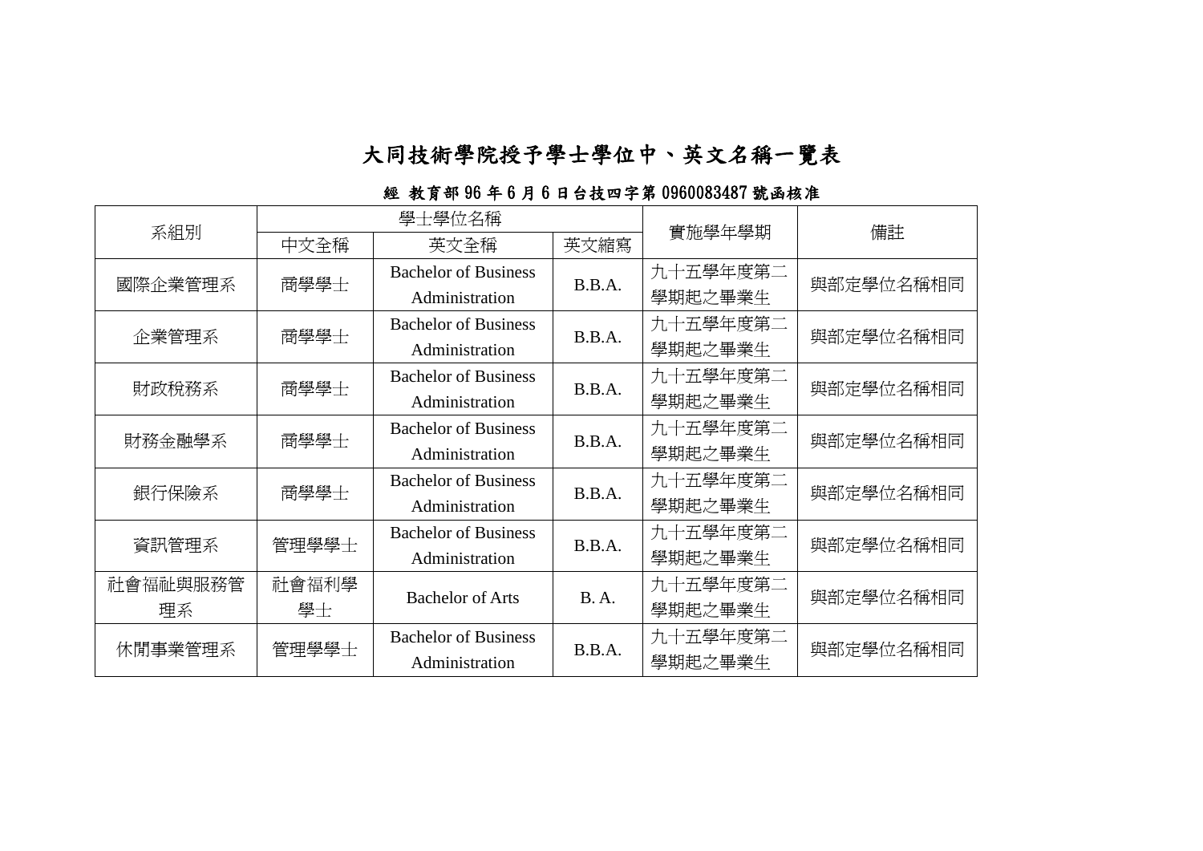# 大同技術學院授予學士學位中、英文名稱一覽表

**經 教育部 96 年 6 月 6 日台技四字第 0960083487 號函核准**

| 系組別 | 學士學位名稱 | | | 實施學年學期 | 備註 |
|---|---|---|---|---|---|
| | 中文全稱 | 英文全稱 | 英文縮寫 | | |
| 國際企業管理系 | 商學學士 | Bachelor of Business Administration | B.B.A. | 九十五學年度第二學期起之畢業生 | 與部定學位名稱相同 |
| 企業管理系 | 商學學士 | Bachelor of Business Administration | B.B.A. | 九十五學年度第二學期起之畢業生 | 與部定學位名稱相同 |
| 財政稅務系 | 商學學士 | Bachelor of Business Administration | B.B.A. | 九十五學年度第二學期起之畢業生 | 與部定學位名稱相同 |
| 財務金融學系 | 商學學士 | Bachelor of Business Administration | B.B.A. | 九十五學年度第二學期起之畢業生 | 與部定學位名稱相同 |
| 銀行保險系 | 商學學士 | Bachelor of Business Administration | B.B.A. | 九十五學年度第二學期起之畢業生 | 與部定學位名稱相同 |
| 資訊管理系 | 管理學學士 | Bachelor of Business Administration | B.B.A. | 九十五學年度第二學期起之畢業生 | 與部定學位名稱相同 |
| 社會福祉與服務管理系 | 社會福利學學士 | Bachelor of Arts | B. A. | 九十五學年度第二學期起之畢業生 | 與部定學位名稱相同 |
| 休閒事業管理系 | 管理學學士 | Bachelor of Business Administration | B.B.A. | 九十五學年度第二學期起之畢業生 | 與部定學位名稱相同 |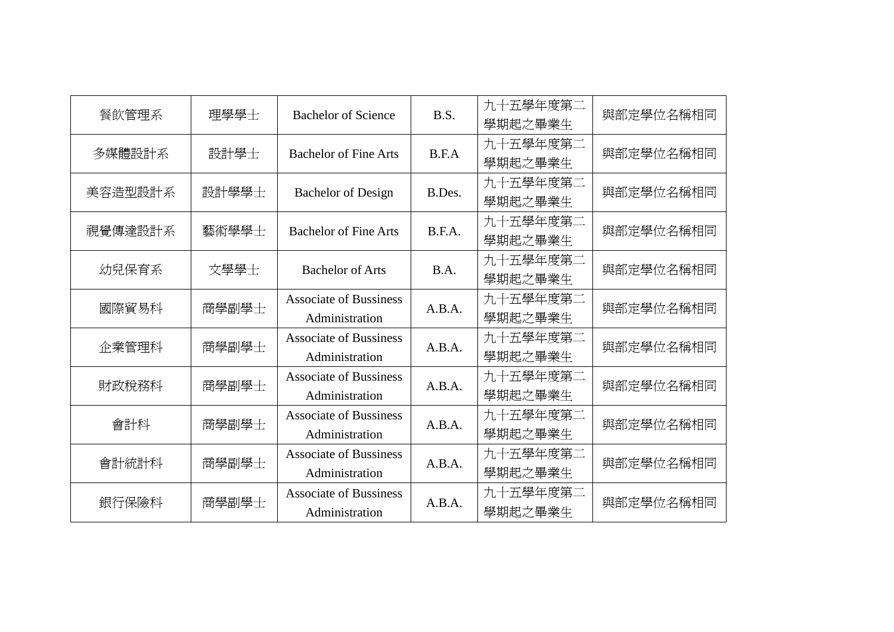| 餐飲管理系 | 理學學士 | Bachelor of Science | B.S. | 九十五學年度第二學期起之畢業生 | 與部定學位名稱相同 |
|---|---|---|---|---|---|
| 多媒體設計系 | 設計學士 | Bachelor of Fine Arts | B.F.A | 九十五學年度第二學期起之畢業生 | 與部定學位名稱相同 |
| 美容造型設計系 | 設計學學士 | Bachelor of Design | B.Des. | 九十五學年度第二學期起之畢業生 | 與部定學位名稱相同 |
| 視覺傳達設計系 | 藝術學學士 | Bachelor of Fine Arts | B.F.A. | 九十五學年度第二學期起之畢業生 | 與部定學位名稱相同 |
| 幼兒保育系 | 文學學士 | Bachelor of Arts | B.A. | 九十五學年度第二學期起之畢業生 | 與部定學位名稱相同 |
| 國際貿易科 | 商學副學士 | Associate of Bussiness Administration | A.B.A. | 九十五學年度第二學期起之畢業生 | 與部定學位名稱相同 |
| 企業管理科 | 商學副學士 | Associate of Bussiness Administration | A.B.A. | 九十五學年度第二學期起之畢業生 | 與部定學位名稱相同 |
| 財政稅務科 | 商學副學士 | Associate of Bussiness Administration | A.B.A. | 九十五學年度第二學期起之畢業生 | 與部定學位名稱相同 |
| 會計科 | 商學副學士 | Associate of Bussiness Administration | A.B.A. | 九十五學年度第二學期起之畢業生 | 與部定學位名稱相同 |
| 會計統計科 | 商學副學士 | Associate of Bussiness Administration | A.B.A. | 九十五學年度第二學期起之畢業生 | 與部定學位名稱相同 |
| 銀行保險科 | 商學副學士 | Associate of Bussiness Administration | A.B.A. | 九十五學年度第二學期起之畢業生 | 與部定學位名稱相同 |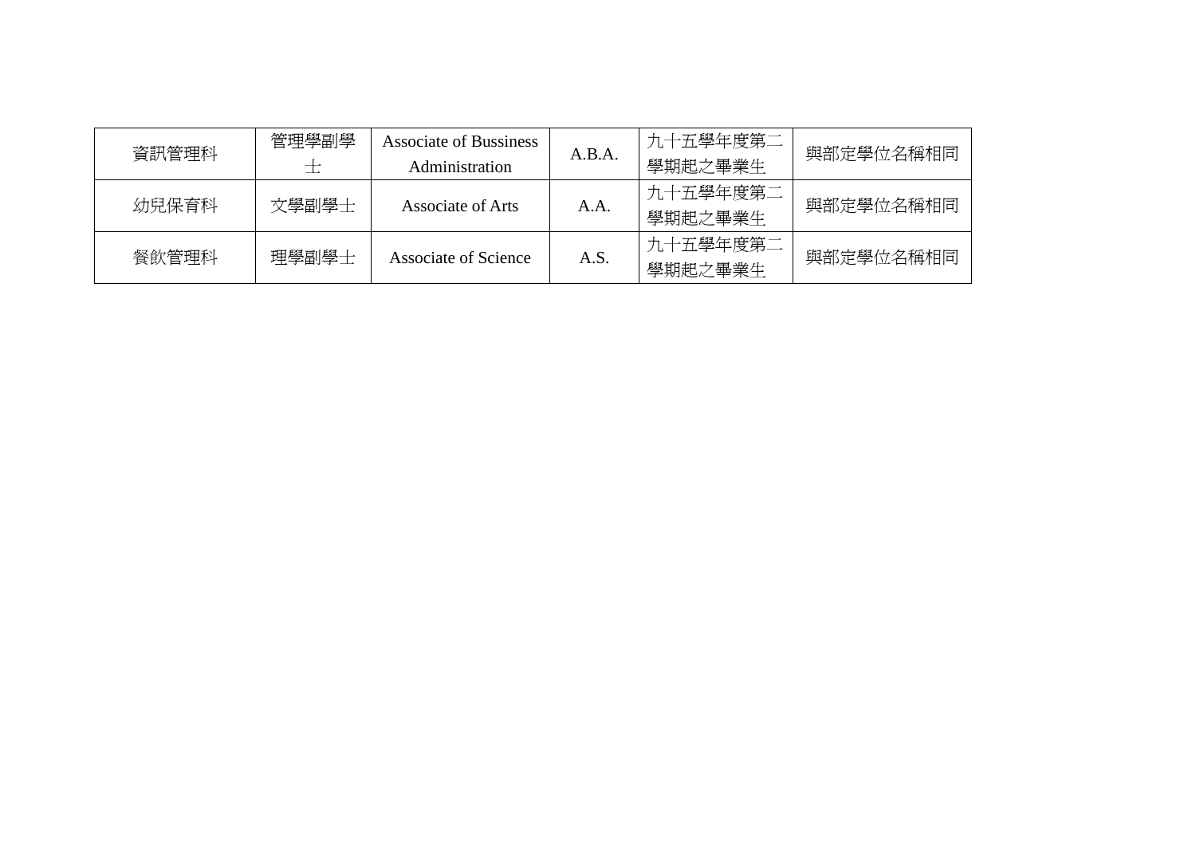| 資訊管理科 | 管理學副學士 | Associate of Bussiness Administration | A.B.A. | 九十五學年度第二學期起之畢業生 | 與部定學位名稱相同 |
|---|---|---|---|---|---|
| 幼兒保育科 | 文學副學士 | Associate of Arts | A.A. | 九十五學年度第二學期起之畢業生 | 與部定學位名稱相同 |
| 餐飲管理科 | 理學副學士 | Associate of Science | A.S. | 九十五學年度第二學期起之畢業生 | 與部定學位名稱相同 |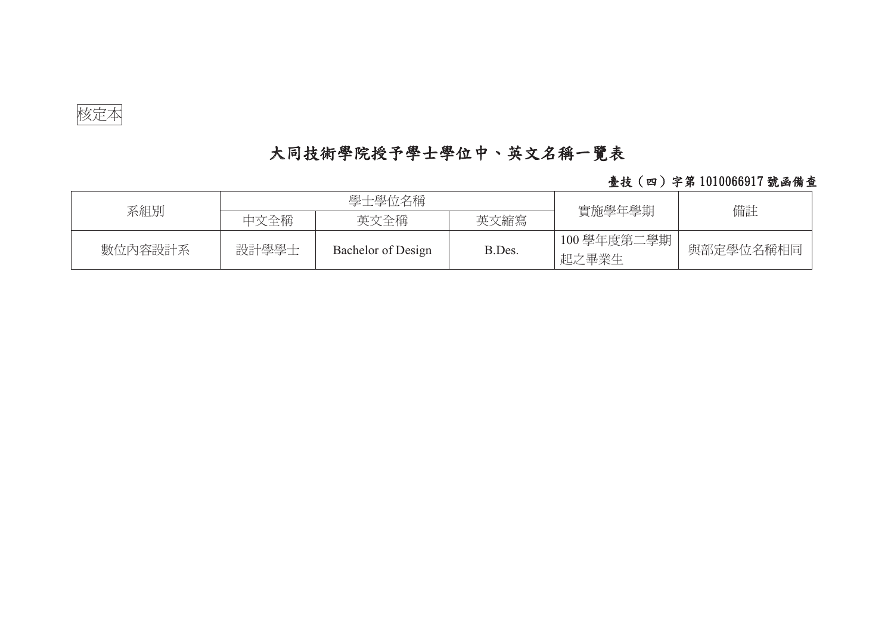核定本

# 大同技術學院授予學士學位中、英文名稱一覽表

臺技（四）字第 1010066917 號函備查

| 系組別 | 學士學位名稱 | | | 實施學年學期 | 備註 |
|---|---|---|---|---|---|
| | 中文全稱 | 英文全稱 | 英文縮寫 | | |
| 數位內容設計系 | 設計學學士 | Bachelor of Design | B.Des. | 100 學年度第二學期起之畢業生 | 與部定學位名稱相同 |